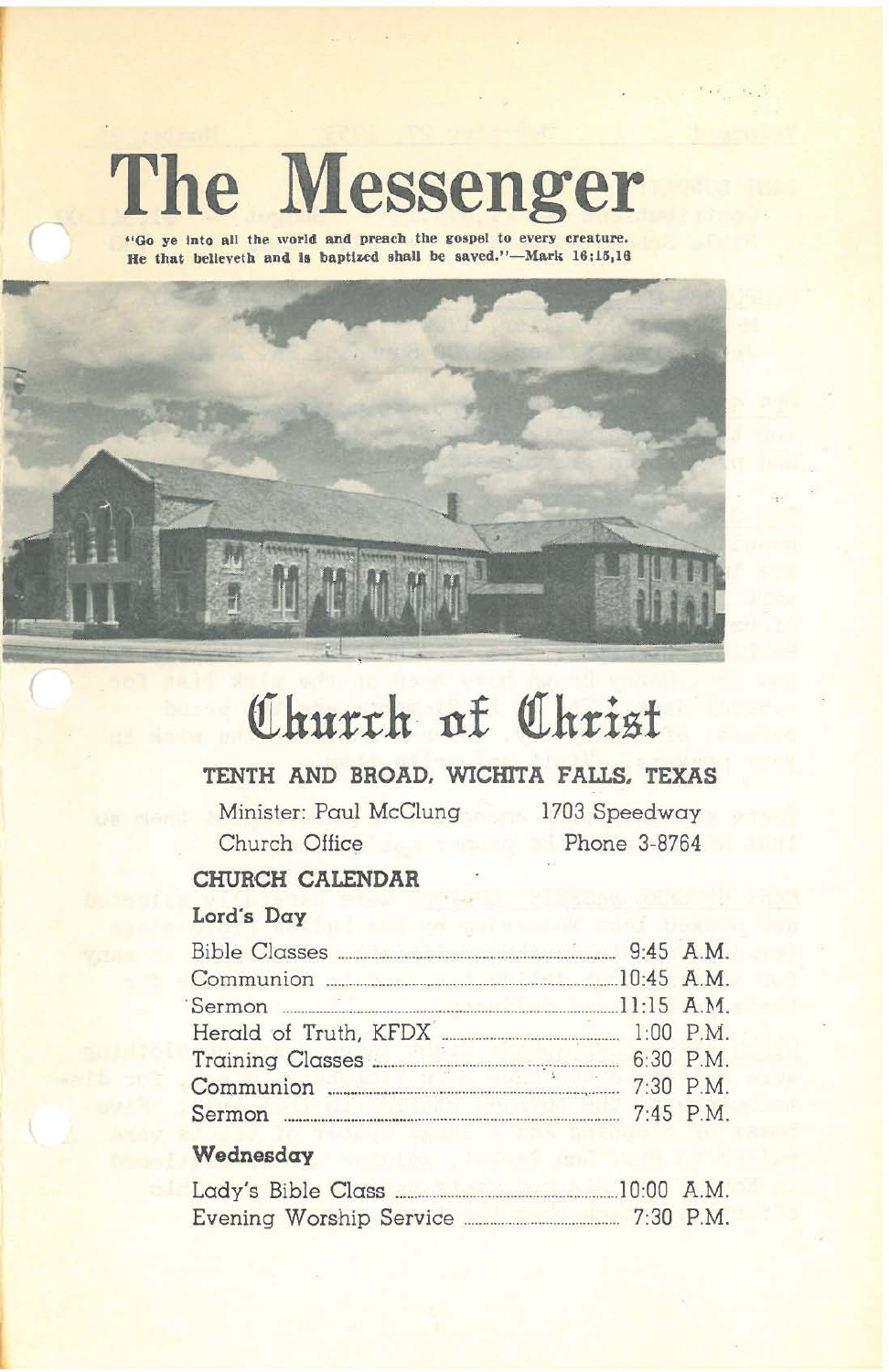# The Messenger

**"Go ye into all the world and preach the gospel to every creature. He that believeth and is baptized shall be saved."—Mark 16:15,16**

# Church of Christ

## TENTH AND BROAD, WICHITA FALLS, TEXAS

Minister: Paul McClung — 1703 Speedway

Church Office — Phone 3-8764

### CHURCH CALENDAR

**Lord's Day**

| | |
|---|---|
| Bible Classes | 9:45 A.M. |
| Communion | 10:45 A.M. |
| Sermon | 11:15 A.M. |
| Herald of Truth, KFDX | 1:00 P.M. |
| Training Classes | 6:30 P.M. |
| Communion | 7:30 P.M. |
| Sermon | 7:45 P.M. |

**Wednesday**

| | |
|---|---|
| Lady's Bible Class | 10:00 A.M. |
| Evening Worship Service | 7:30 P.M. |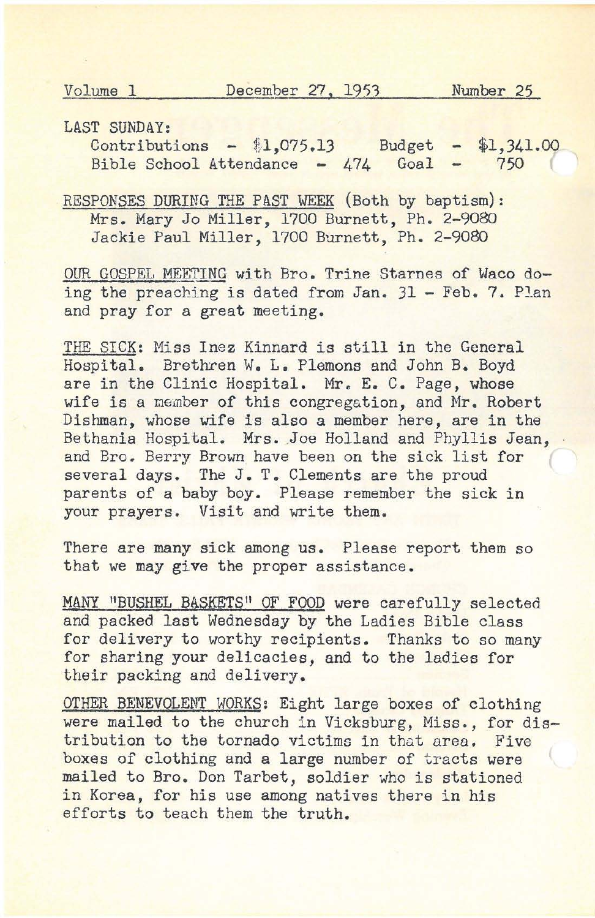Volume 1 December 27, 1953 Number 25

LAST SUNDAY:

Contributions - $1,075.13 Budget - $1,341.00
Bible School Attendance - 474 Goal - 750

RESPONSES DURING THE PAST WEEK (Both by baptism):
Mrs. Mary Jo Miller, 1700 Burnett, Ph. 2-9080
Jackie Paul Miller, 1700 Burnett, Ph. 2-9080

OUR GOSPEL MEETING with Bro. Trine Starnes of Waco doing the preaching is dated from Jan. 31 - Feb. 7. Plan and pray for a great meeting.

THE SICK: Miss Inez Kinnard is still in the General Hospital. Brethren W. L. Plemons and John B. Boyd are in the Clinic Hospital. Mr. E. C. Page, whose wife is a member of this congregation, and Mr. Robert Dishman, whose wife is also a member here, are in the Bethania Hospital. Mrs. Joe Holland and Phyllis Jean, and Bro. Berry Brown have been on the sick list for several days. The J. T. Clements are the proud parents of a baby boy. Please remember the sick in your prayers. Visit and write them.

There are many sick among us. Please report them so that we may give the proper assistance.

MANY "BUSHEL BASKETS" OF FOOD were carefully selected and packed last Wednesday by the Ladies Bible class for delivery to worthy recipients. Thanks to so many for sharing your delicacies, and to the ladies for their packing and delivery.

OTHER BENEVOLENT WORKS: Eight large boxes of clothing were mailed to the church in Vicksburg, Miss., for distribution to the tornado victims in that area. Five boxes of clothing and a large number of tracts were mailed to Bro. Don Tarbet, soldier who is stationed in Korea, for his use among natives there in his efforts to teach them the truth.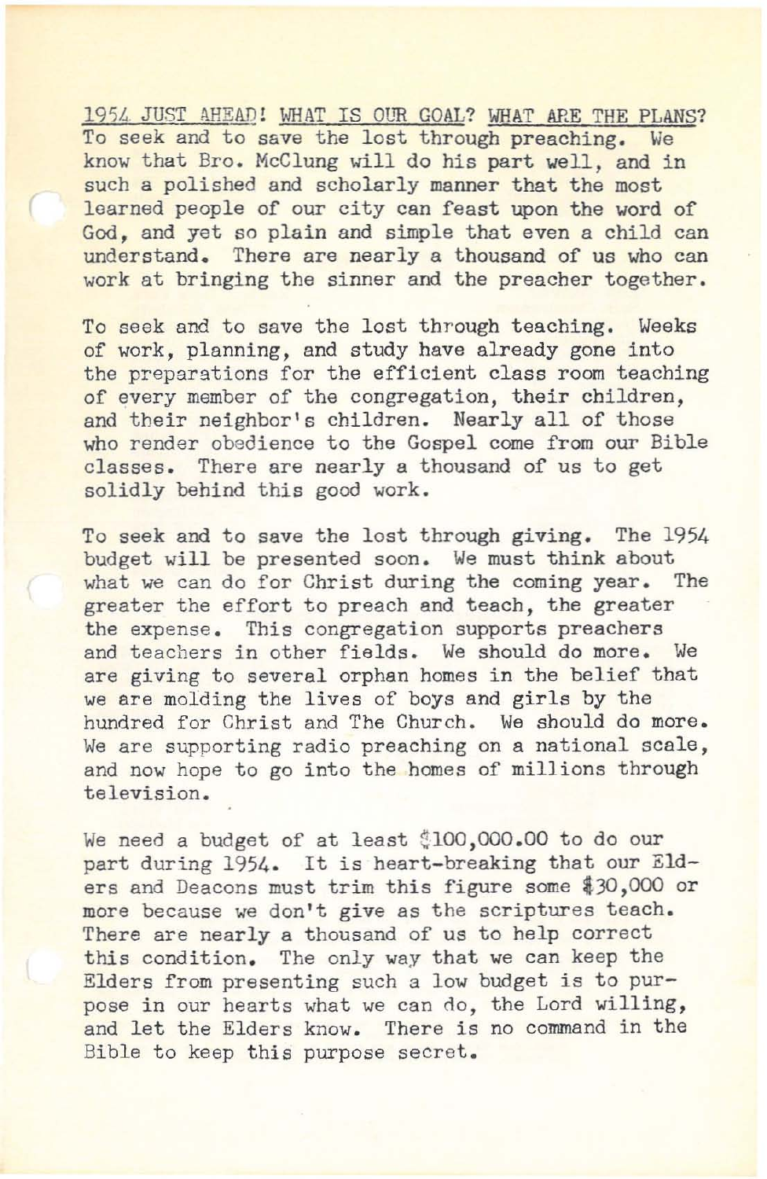<u>1954 JUST AHEAD!</u> <u>WHAT IS OUR GOAL?</u> <u>WHAT ARE THE PLANS?</u>
To seek and to save the lost through preaching. We know that Bro. McClung will do his part well, and in such a polished and scholarly manner that the most learned people of our city can feast upon the word of God, and yet so plain and simple that even a child can understand. There are nearly a thousand of us who can work at bringing the sinner and the preacher together.

To seek and to save the lost through teaching. Weeks of work, planning, and study have already gone into the preparations for the efficient class room teaching of every member of the congregation, their children, and their neighbor's children. Nearly all of those who render obedience to the Gospel come from our Bible classes. There are nearly a thousand of us to get solidly behind this good work.

To seek and to save the lost through giving. The 1954 budget will be presented soon. We must think about what we can do for Christ during the coming year. The greater the effort to preach and teach, the greater the expense. This congregation supports preachers and teachers in other fields. We should do more. We are giving to several orphan homes in the belief that we are molding the lives of boys and girls by the hundred for Christ and The Church. We should do more. We are supporting radio preaching on a national scale, and now hope to go into the homes of millions through television.

We need a budget of at least $100,000.00 to do our part during 1954. It is heart-breaking that our Elders and Deacons must trim this figure some $30,000 or more because we don't give as the scriptures teach. There are nearly a thousand of us to help correct this condition. The only way that we can keep the Elders from presenting such a low budget is to purpose in our hearts what we can do, the Lord willing, and let the Elders know. There is no command in the Bible to keep this purpose secret.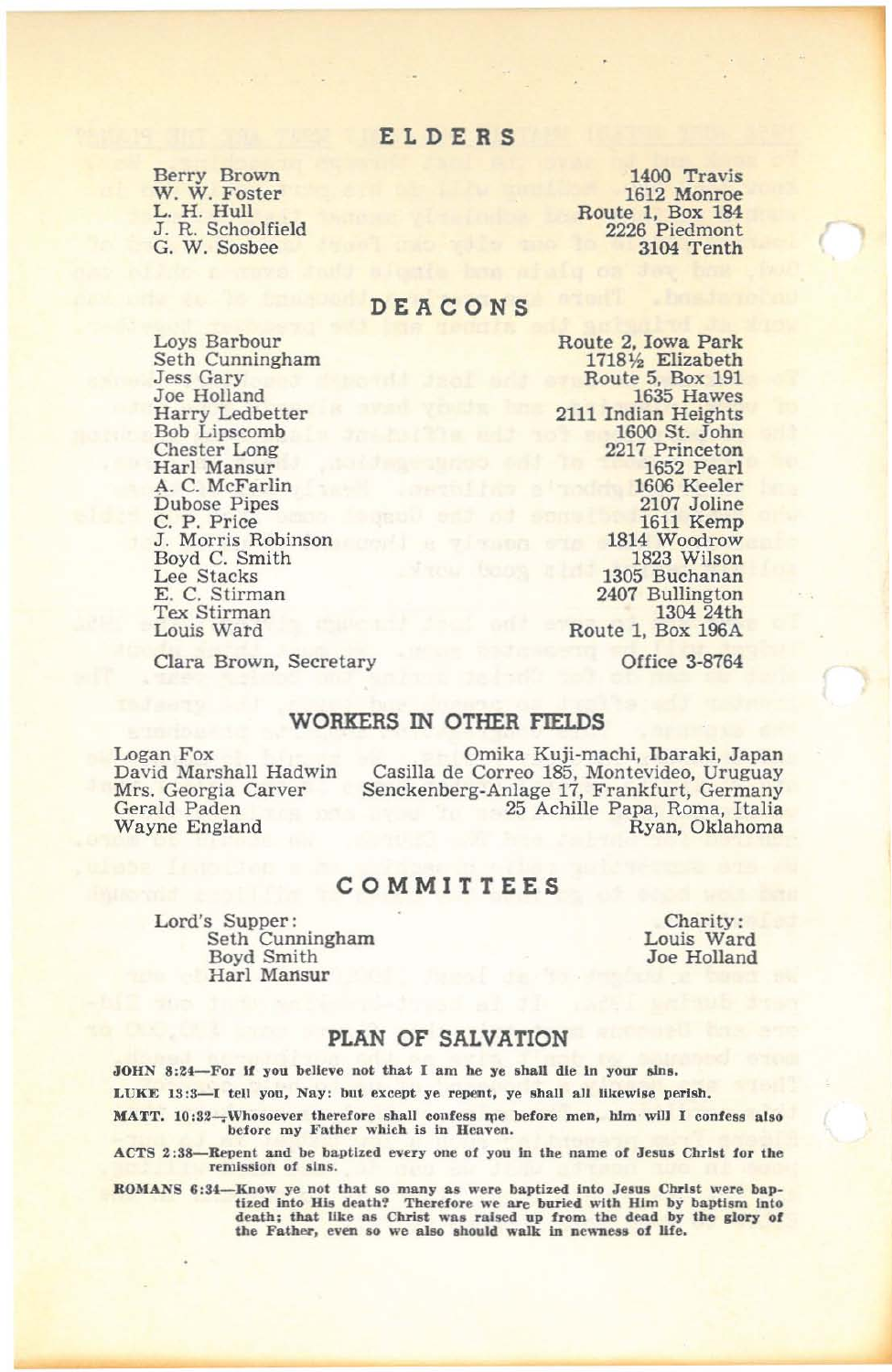## ELDERS

| | |
|---|---|
| Berry Brown | 1400 Travis |
| W. W. Foster | 1612 Monroe |
| L. H. Hull | Route 1, Box 184 |
| J. R. Schoolfield | 2226 Piedmont |
| G. W. Sosbee | 3104 Tenth |

## DEACONS

| | |
|---|---|
| Loys Barbour | Route 2, Iowa Park |
| Seth Cunningham | 1718½ Elizabeth |
| Jess Gary | Route 5, Box 191 |
| Joe Holland | 1635 Hawes |
| Harry Ledbetter | 2111 Indian Heights |
| Bob Lipscomb | 1600 St. John |
| Chester Long | 2217 Princeton |
| Harl Mansur | 1652 Pearl |
| A. C. McFarlin | 1606 Keeler |
| Dubose Pipes | 2107 Joline |
| C. P. Price | 1611 Kemp |
| J. Morris Robinson | 1814 Woodrow |
| Boyd C. Smith | 1823 Wilson |
| Lee Stacks | 1305 Buchanan |
| E. C. Stirman | 2407 Bullington |
| Tex Stirman | 1304 24th |
| Louis Ward | Route 1, Box 196A |

Clara Brown, Secretary — Office 3-8764

## WORKERS IN OTHER FIELDS

| | |
|---|---|
| Logan Fox | Omika Kuji-machi, Ibaraki, Japan |
| David Marshall Hadwin | Casilla de Correo 185, Montevideo, Uruguay |
| Mrs. Georgia Carver | Senckenberg-Anlage 17, Frankfurt, Germany |
| Gerald Paden | 25 Achille Papa, Roma, Italia |
| Wayne England | Ryan, Oklahoma |

## COMMITTEES

**Lord's Supper:**
Seth Cunningham
Boyd Smith
Harl Mansur

**Charity:**
Louis Ward
Joe Holland

## PLAN OF SALVATION

**JOHN 8:24—For if you believe not that I am he ye shall die in your sins.**

**LUKE 13:3—I tell you, Nay: but except ye repent, ye shall all likewise perish.**

**MATT. 10:32—Whosoever therefore shall confess me before men, him will I confess also before my Father which is in Heaven.**

**ACTS 2:38—Repent and be baptized every one of you in the name of Jesus Christ for the remission of sins.**

**ROMANS 6:34—Know ye not that so many as were baptized into Jesus Christ were baptized into His death? Therefore we are buried with Him by baptism into death; that like as Christ was raised up from the dead by the glory of the Father, even so we also should walk in newness of life.**